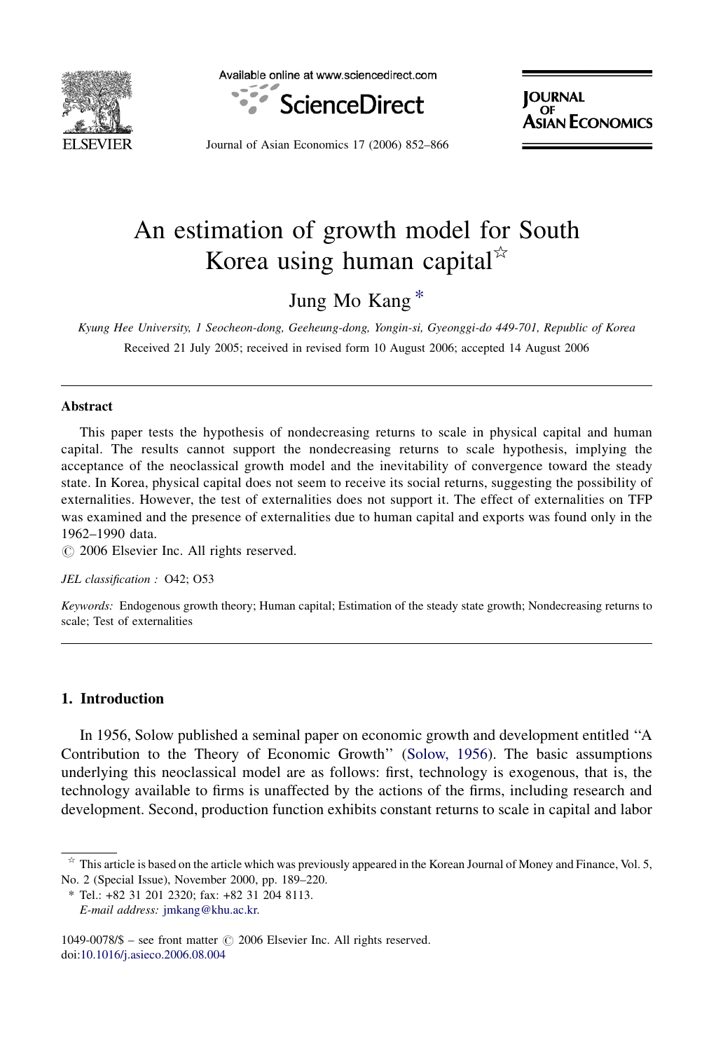# An estimation of growth model for South Korea using human capital[☆]

Jung Mo Kang [*]

*Kyung Hee University, 1 Seocheon-dong, Geeheung-dong, Yongin-si, Gyeonggi-do 449-701, Republic of Korea*

Received 21 July 2005; received in revised form 10 August 2006; accepted 14 August 2006

---

## Abstract

This paper tests the hypothesis of nondecreasing returns to scale in physical capital and human capital. The results cannot support the nondecreasing returns to scale hypothesis, implying the acceptance of the neoclassical growth model and the inevitability of convergence toward the steady state. In Korea, physical capital does not seem to receive its social returns, suggesting the possibility of externalities. However, the test of externalities does not support it. The effect of externalities on TFP was examined and the presence of externalities due to human capital and exports was found only in the 1962–1990 data.

© 2006 Elsevier Inc. All rights reserved.

*JEL classification:* O42; O53

*Keywords:* Endogenous growth theory; Human capital; Estimation of the steady state growth; Nondecreasing returns to scale; Test of externalities

---

## 1. Introduction

In 1956, Solow published a seminal paper on economic growth and development entitled ''A Contribution to the Theory of Economic Growth'' (Solow, 1956). The basic assumptions underlying this neoclassical model are as follows: first, technology is exogenous, that is, the technology available to firms is unaffected by the actions of the firms, including research and development. Second, production function exhibits constant returns to scale in capital and labor

---

[☆] This article is based on the article which was previously appeared in the Korean Journal of Money and Finance, Vol. 5, No. 2 (Special Issue), November 2000, pp. 189–220.

[*] Tel.: +82 31 201 2320; fax: +82 31 204 8113.
*E-mail address:* jmkang@khu.ac.kr.

1049-0078/$ – see front matter © 2006 Elsevier Inc. All rights reserved.
doi:10.1016/j.asieco.2006.08.004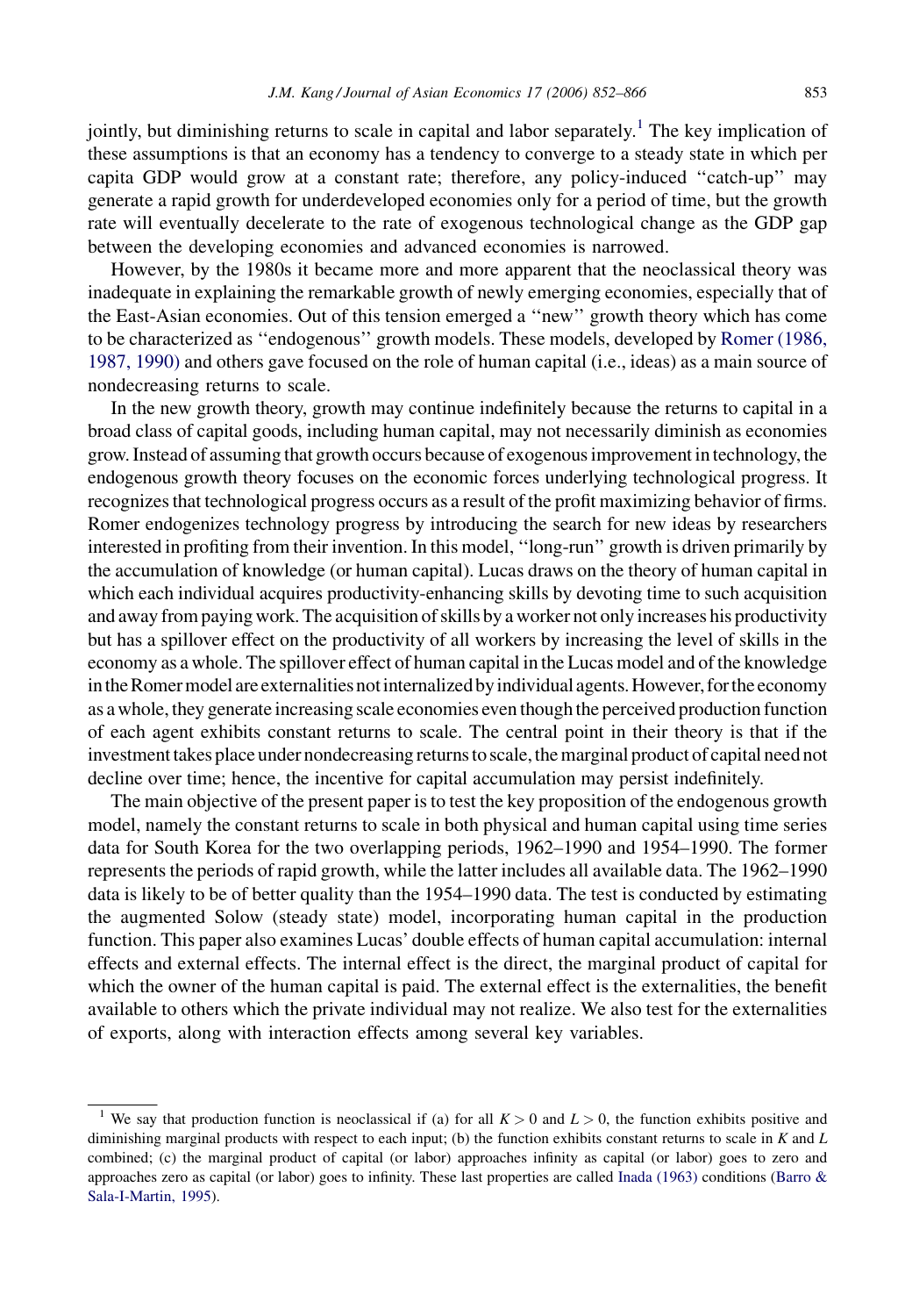jointly, but diminishing returns to scale in capital and labor separately.[1] The key implication of these assumptions is that an economy has a tendency to converge to a steady state in which per capita GDP would grow at a constant rate; therefore, any policy-induced ''catch-up'' may generate a rapid growth for underdeveloped economies only for a period of time, but the growth rate will eventually decelerate to the rate of exogenous technological change as the GDP gap between the developing economies and advanced economies is narrowed.

However, by the 1980s it became more and more apparent that the neoclassical theory was inadequate in explaining the remarkable growth of newly emerging economies, especially that of the East-Asian economies. Out of this tension emerged a ''new'' growth theory which has come to be characterized as ''endogenous'' growth models. These models, developed by Romer (1986, 1987, 1990) and others gave focused on the role of human capital (i.e., ideas) as a main source of nondecreasing returns to scale.

In the new growth theory, growth may continue indefinitely because the returns to capital in a broad class of capital goods, including human capital, may not necessarily diminish as economies grow. Instead of assuming that growth occurs because of exogenous improvement in technology, the endogenous growth theory focuses on the economic forces underlying technological progress. It recognizes that technological progress occurs as a result of the profit maximizing behavior of firms. Romer endogenizes technology progress by introducing the search for new ideas by researchers interested in profiting from their invention. In this model, ''long-run'' growth is driven primarily by the accumulation of knowledge (or human capital). Lucas draws on the theory of human capital in which each individual acquires productivity-enhancing skills by devoting time to such acquisition and away from paying work. The acquisition of skills by a worker not only increases his productivity but has a spillover effect on the productivity of all workers by increasing the level of skills in the economy as a whole. The spillover effect of human capital in the Lucas model and of the knowledge in the Romer model are externalities not internalized by individual agents. However, for the economy as a whole, they generate increasing scale economies even though the perceived production function of each agent exhibits constant returns to scale. The central point in their theory is that if the investment takes place under nondecreasing returns to scale, the marginal product of capital need not decline over time; hence, the incentive for capital accumulation may persist indefinitely.

The main objective of the present paper is to test the key proposition of the endogenous growth model, namely the constant returns to scale in both physical and human capital using time series data for South Korea for the two overlapping periods, 1962–1990 and 1954–1990. The former represents the periods of rapid growth, while the latter includes all available data. The 1962–1990 data is likely to be of better quality than the 1954–1990 data. The test is conducted by estimating the augmented Solow (steady state) model, incorporating human capital in the production function. This paper also examines Lucas' double effects of human capital accumulation: internal effects and external effects. The internal effect is the direct, the marginal product of capital for which the owner of the human capital is paid. The external effect is the externalities, the benefit available to others which the private individual may not realize. We also test for the externalities of exports, along with interaction effects among several key variables.

---

[1] We say that production function is neoclassical if (a) for all $K > 0$ and $L > 0$, the function exhibits positive and diminishing marginal products with respect to each input; (b) the function exhibits constant returns to scale in $K$ and $L$ combined; (c) the marginal product of capital (or labor) approaches infinity as capital (or labor) goes to zero and approaches zero as capital (or labor) goes to infinity. These last properties are called Inada (1963) conditions (Barro & Sala-I-Martin, 1995).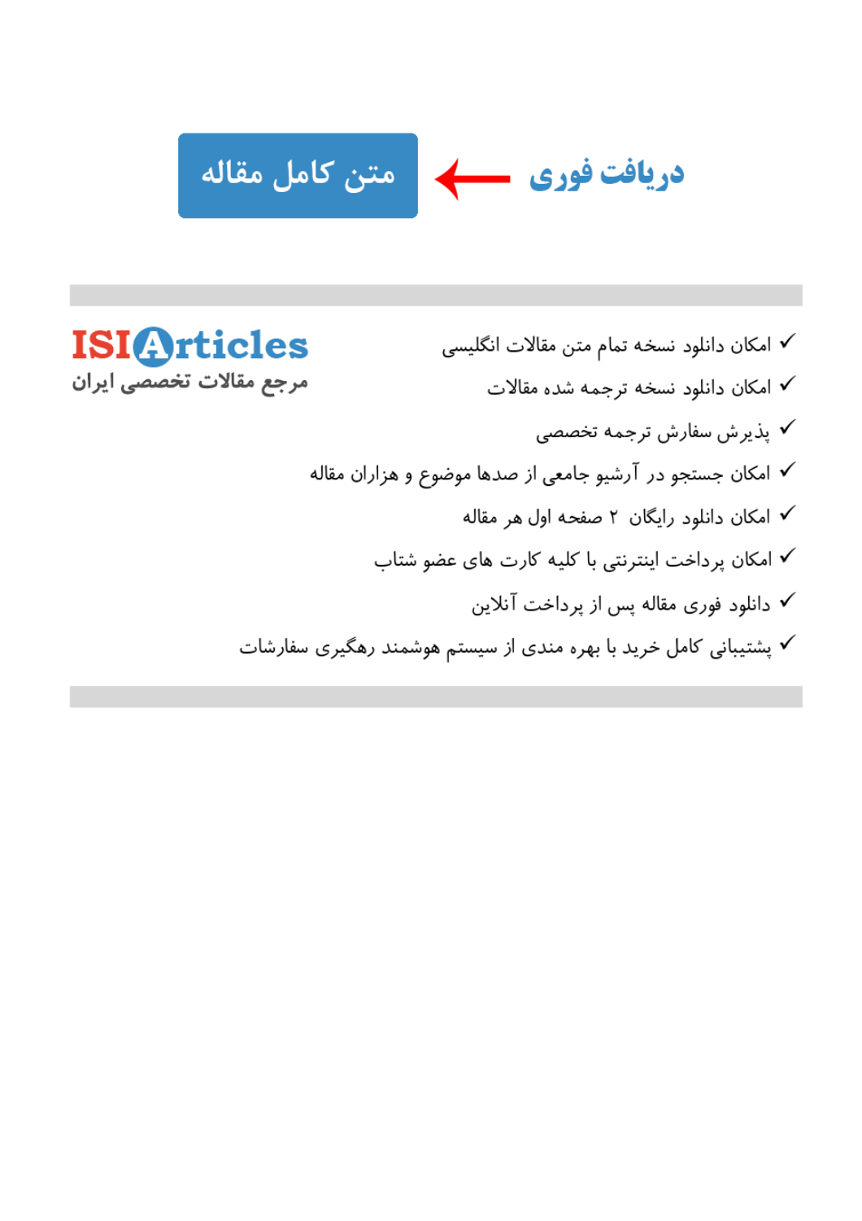دریافت فوری ← متن کامل مقاله

**ISIArticles**
مرجع مقالات تخصصی ایران

- ✓ امکان دانلود نسخه تمام متن مقالات انگلیسی
- ✓ امکان دانلود نسخه ترجمه شده مقالات
- ✓ پذیرش سفارش ترجمه تخصصی
- ✓ امکان جستجو در آرشیو جامعی از صدها موضوع و هزاران مقاله
- ✓ امکان دانلود رایگان ۲ صفحه اول هر مقاله
- ✓ امکان پرداخت اینترنتی با کلیه کارت های عضو شتاب
- ✓ دانلود فوری مقاله پس از پرداخت آنلاین
- ✓ پشتیبانی کامل خرید با بهره مندی از سیستم هوشمند رهگیری سفارشات